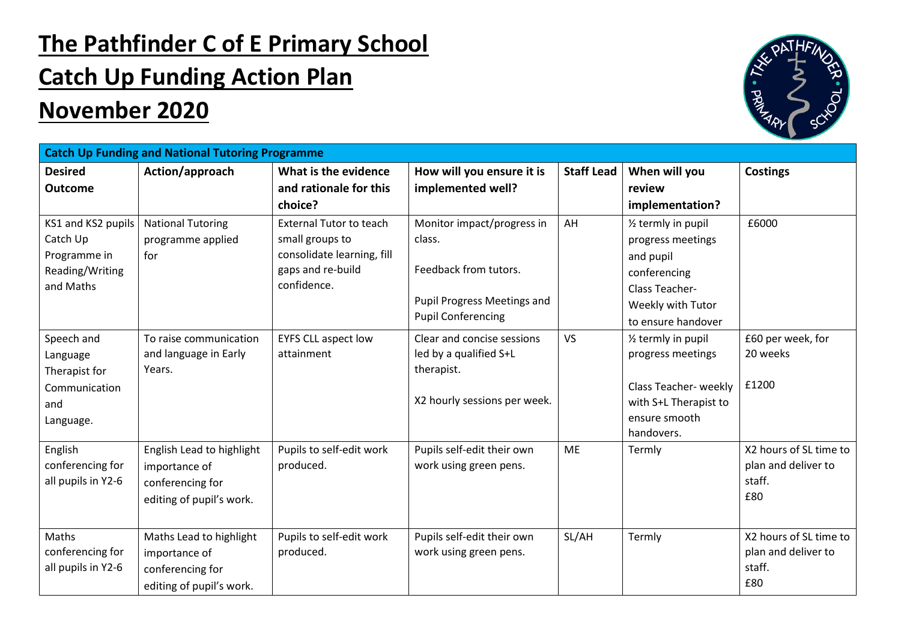# The Pathfinder C of E Primary School

# Catch Up Funding Action Plan

# November 2020

| Catch Up Funding and National Tutoring Programme | | | | | | |
|---|---|---|---|---|---|---|
| **Desired Outcome** | **Action/approach** | **What is the evidence and rationale for this choice?** | **How will you ensure it is implemented well?** | **Staff Lead** | **When will you review implementation?** | **Costings** |
| KS1 and KS2 pupils Catch Up Programme in Reading/Writing and Maths | National Tutoring programme applied for | External Tutor to teach small groups to consolidate learning, fill gaps and re-build confidence. | Monitor impact/progress in class.<br><br>Feedback from tutors.<br><br>Pupil Progress Meetings and Pupil Conferencing | AH | ½ termly in pupil progress meetings and pupil conferencing<br>Class Teacher- Weekly with Tutor to ensure handover | £6000 |
| Speech and Language Therapist for Communication and Language. | To raise communication and language in Early Years. | EYFS CLL aspect low attainment | Clear and concise sessions led by a qualified S+L therapist.<br><br>X2 hourly sessions per week. | VS | ½ termly in pupil progress meetings<br><br>Class Teacher- weekly with S+L Therapist to ensure smooth handovers. | £60 per week, for 20 weeks<br><br>£1200 |
| English conferencing for all pupils in Y2-6 | English Lead to highlight importance of conferencing for editing of pupil's work. | Pupils to self-edit work produced. | Pupils self-edit their own work using green pens. | ME | Termly | X2 hours of SL time to plan and deliver to staff.<br>£80 |
| Maths conferencing for all pupils in Y2-6 | Maths Lead to highlight importance of conferencing for editing of pupil's work. | Pupils to self-edit work produced. | Pupils self-edit their own work using green pens. | SL/AH | Termly | X2 hours of SL time to plan and deliver to staff.<br>£80 |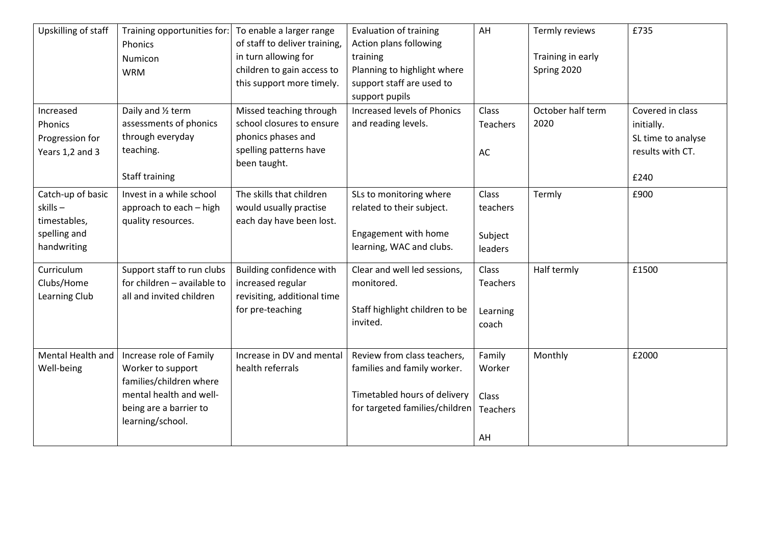| | | | | | | |
|---|---|---|---|---|---|---|
| Upskilling of staff | Training opportunities for:<br>Phonics<br>Numicon<br>WRM | To enable a larger range of staff to deliver training, in turn allowing for children to gain access to this support more timely. | Evaluation of training<br>Action plans following training<br>Planning to highlight where support staff are used to support pupils | AH | Termly reviews<br><br>Training in early Spring 2020 | £735 |
| Increased Phonics Progression for Years 1,2 and 3 | Daily and ½ term assessments of phonics through everyday teaching.<br><br>Staff training | Missed teaching through school closures to ensure phonics phases and spelling patterns have been taught. | Increased levels of Phonics and reading levels. | Class Teachers<br><br>AC | October half term 2020 | Covered in class initially.<br>SL time to analyse results with CT.<br><br>£240 |
| Catch-up of basic skills – timestables, spelling and handwriting | Invest in a while school approach to each – high quality resources. | The skills that children would usually practise each day have been lost. | SLs to monitoring where related to their subject.<br><br>Engagement with home learning, WAC and clubs. | Class teachers<br><br>Subject leaders | Termly | £900 |
| Curriculum Clubs/Home Learning Club | Support staff to run clubs for children – available to all and invited children | Building confidence with increased regular revisiting, additional time for pre-teaching | Clear and well led sessions, monitored.<br><br>Staff highlight children to be invited. | Class Teachers<br><br>Learning coach | Half termly | £1500 |
| Mental Health and Well-being | Increase role of Family Worker to support families/children where mental health and well-being are a barrier to learning/school. | Increase in DV and mental health referrals | Review from class teachers, families and family worker.<br><br>Timetabled hours of delivery for targeted families/children | Family Worker<br><br>Class Teachers<br><br>AH | Monthly | £2000 |